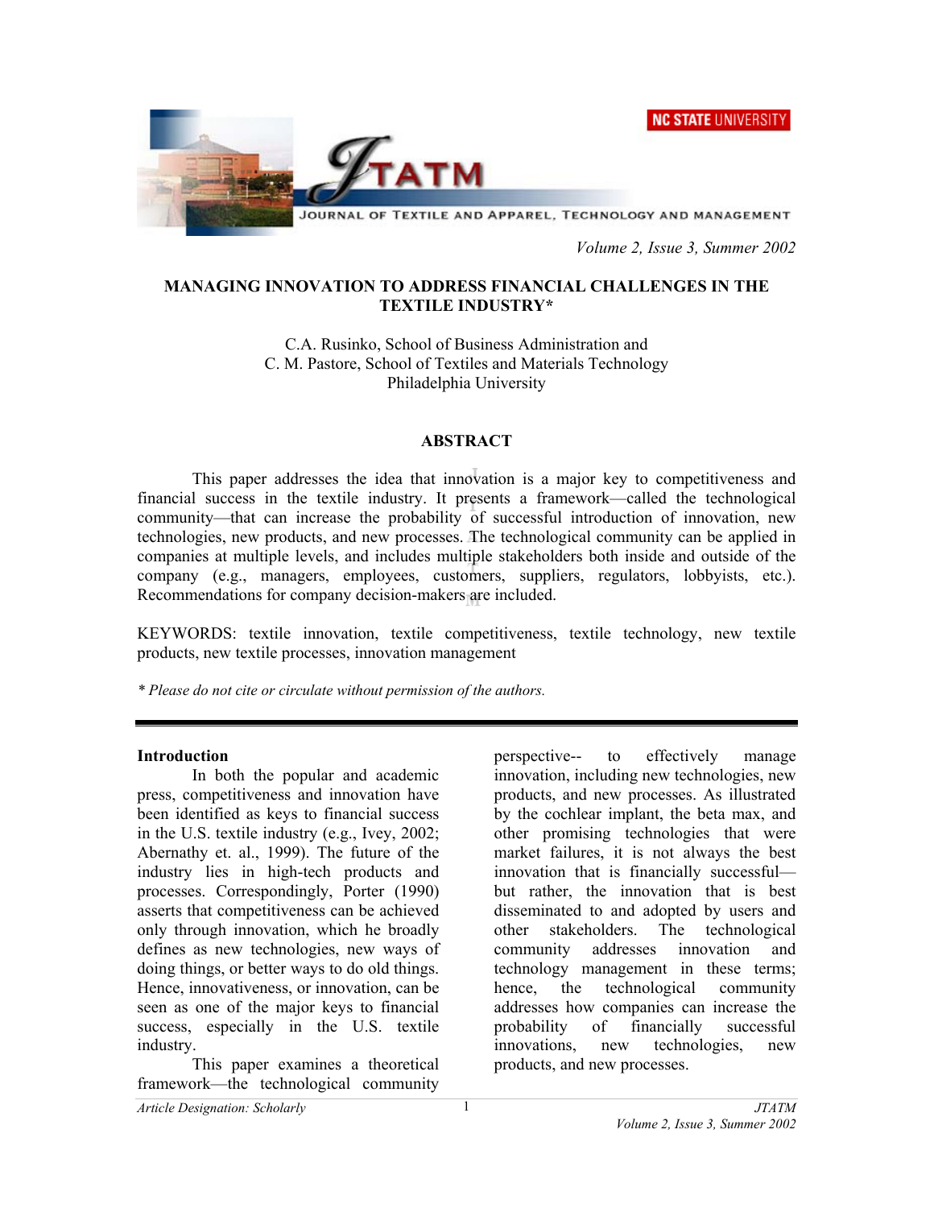# MANAGING INNOVATION TO ADDRESS FINANCIAL CHALLENGES IN THE TEXTILE INDUSTRY*

C.A. Rusinko, School of Business Administration and
C. M. Pastore, School of Textiles and Materials Technology
Philadelphia University

## ABSTRACT

This paper addresses the idea that innovation is a major key to competitiveness and financial success in the textile industry. It presents a framework—called the technological community—that can increase the probability of successful introduction of innovation, new technologies, new products, and new processes. The technological community can be applied in companies at multiple levels, and includes multiple stakeholders both inside and outside of the company (e.g., managers, employees, customers, suppliers, regulators, lobbyists, etc.). Recommendations for company decision-makers are included.

KEYWORDS: textile innovation, textile competitiveness, textile technology, new textile products, new textile processes, innovation management

*\* Please do not cite or circulate without permission of the authors.*

## Introduction

In both the popular and academic press, competitiveness and innovation have been identified as keys to financial success in the U.S. textile industry (e.g., Ivey, 2002; Abernathy et. al., 1999). The future of the industry lies in high-tech products and processes. Correspondingly, Porter (1990) asserts that competitiveness can be achieved only through innovation, which he broadly defines as new technologies, new ways of doing things, or better ways to do old things. Hence, innovativeness, or innovation, can be seen as one of the major keys to financial success, especially in the U.S. textile industry.

This paper examines a theoretical framework—the technological community perspective-- to effectively manage innovation, including new technologies, new products, and new processes. As illustrated by the cochlear implant, the beta max, and other promising technologies that were market failures, it is not always the best innovation that is financially successful—but rather, the innovation that is best disseminated to and adopted by users and other stakeholders. The technological community addresses innovation and technology management in these terms; hence, the technological community addresses how companies can increase the probability of financially successful innovations, new technologies, new products, and new processes.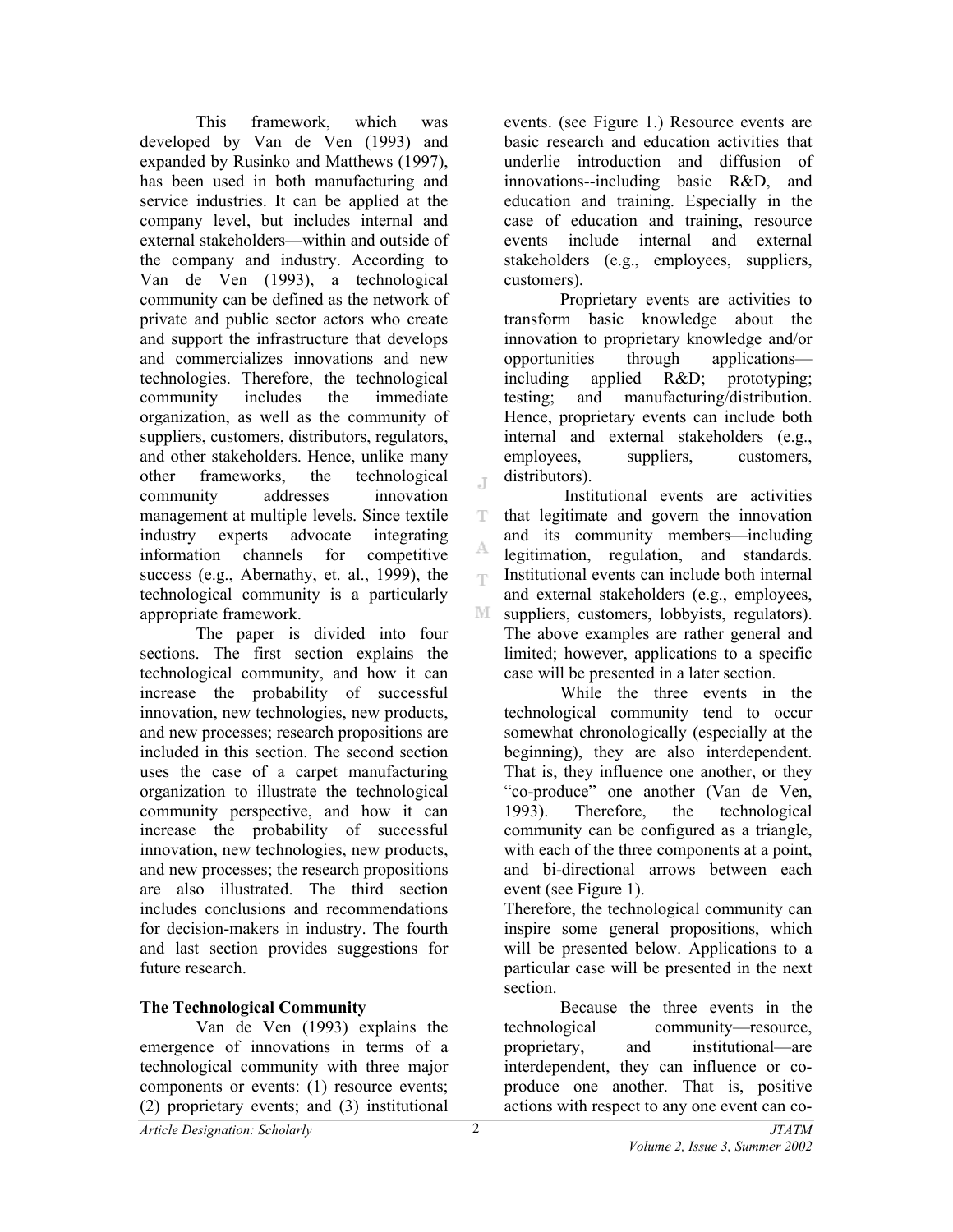This framework, which was developed by Van de Ven (1993) and expanded by Rusinko and Matthews (1997), has been used in both manufacturing and service industries. It can be applied at the company level, but includes internal and external stakeholders—within and outside of the company and industry. According to Van de Ven (1993), a technological community can be defined as the network of private and public sector actors who create and support the infrastructure that develops and commercializes innovations and new technologies. Therefore, the technological community includes the immediate organization, as well as the community of suppliers, customers, distributors, regulators, and other stakeholders. Hence, unlike many other frameworks, the technological community addresses innovation management at multiple levels. Since textile industry experts advocate integrating information channels for competitive success (e.g., Abernathy, et. al., 1999), the technological community is a particularly appropriate framework.

The paper is divided into four sections. The first section explains the technological community, and how it can increase the probability of successful innovation, new technologies, new products, and new processes; research propositions are included in this section. The second section uses the case of a carpet manufacturing organization to illustrate the technological community perspective, and how it can increase the probability of successful innovation, new technologies, new products, and new processes; the research propositions are also illustrated. The third section includes conclusions and recommendations for decision-makers in industry. The fourth and last section provides suggestions for future research.

**The Technological Community**

Van de Ven (1993) explains the emergence of innovations in terms of a technological community with three major components or events: (1) resource events; (2) proprietary events; and (3) institutional events. (see Figure 1.) Resource events are basic research and education activities that underlie introduction and diffusion of innovations--including basic R&D, and education and training. Especially in the case of education and training, resource events include internal and external stakeholders (e.g., employees, suppliers, customers).

Proprietary events are activities to transform basic knowledge about the innovation to proprietary knowledge and/or opportunities through applications—including applied R&D; prototyping; testing; and manufacturing/distribution. Hence, proprietary events can include both internal and external stakeholders (e.g., employees, suppliers, customers, distributors).

Institutional events are activities that legitimate and govern the innovation and its community members—including legitimation, regulation, and standards. Institutional events can include both internal and external stakeholders (e.g., employees, suppliers, customers, lobbyists, regulators). The above examples are rather general and limited; however, applications to a specific case will be presented in a later section.

While the three events in the technological community tend to occur somewhat chronologically (especially at the beginning), they are also interdependent. That is, they influence one another, or they "co-produce" one another (Van de Ven, 1993). Therefore, the technological community can be configured as a triangle, with each of the three components at a point, and bi-directional arrows between each event (see Figure 1).

Therefore, the technological community can inspire some general propositions, which will be presented below. Applications to a particular case will be presented in the next section.

Because the three events in the technological community—resource, proprietary, and institutional—are interdependent, they can influence or co-produce one another. That is, positive actions with respect to any one event can co-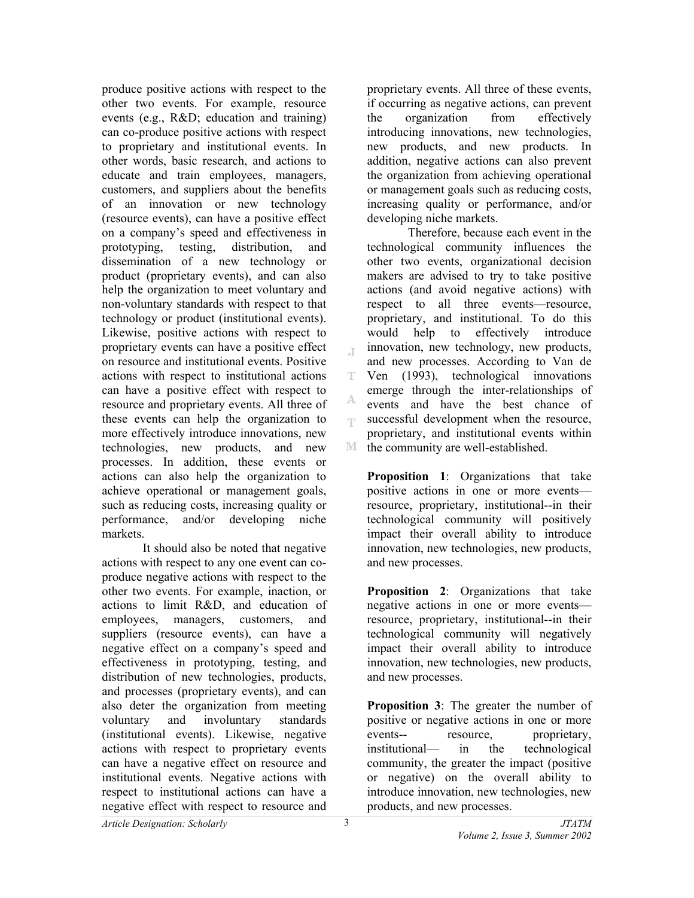produce positive actions with respect to the other two events. For example, resource events (e.g., R&D; education and training) can co-produce positive actions with respect to proprietary and institutional events. In other words, basic research, and actions to educate and train employees, managers, customers, and suppliers about the benefits of an innovation or new technology (resource events), can have a positive effect on a company's speed and effectiveness in prototyping, testing, distribution, and dissemination of a new technology or product (proprietary events), and can also help the organization to meet voluntary and non-voluntary standards with respect to that technology or product (institutional events). Likewise, positive actions with respect to proprietary events can have a positive effect on resource and institutional events. Positive actions with respect to institutional actions can have a positive effect with respect to resource and proprietary events. All three of these events can help the organization to more effectively introduce innovations, new technologies, new products, and new processes. In addition, these events or actions can also help the organization to achieve operational or management goals, such as reducing costs, increasing quality or performance, and/or developing niche markets.

It should also be noted that negative actions with respect to any one event can co-produce negative actions with respect to the other two events. For example, inaction, or actions to limit R&D, and education of employees, managers, customers, and suppliers (resource events), can have a negative effect on a company's speed and effectiveness in prototyping, testing, and distribution of new technologies, products, and processes (proprietary events), and can also deter the organization from meeting voluntary and involuntary standards (institutional events). Likewise, negative actions with respect to proprietary events can have a negative effect on resource and institutional events. Negative actions with respect to institutional actions can have a negative effect with respect to resource and proprietary events. All three of these events, if occurring as negative actions, can prevent the organization from effectively introducing innovations, new technologies, new products, and new products. In addition, negative actions can also prevent the organization from achieving operational or management goals such as reducing costs, increasing quality or performance, and/or developing niche markets.

Therefore, because each event in the technological community influences the other two events, organizational decision makers are advised to try to take positive actions (and avoid negative actions) with respect to all three events—resource, proprietary, and institutional. To do this would help to effectively introduce innovation, new technology, new products, and new processes. According to Van de Ven (1993), technological innovations emerge through the inter-relationships of events and have the best chance of successful development when the resource, proprietary, and institutional events within the community are well-established.

**Proposition 1**: Organizations that take positive actions in one or more events—resource, proprietary, institutional--in their technological community will positively impact their overall ability to introduce innovation, new technologies, new products, and new processes.

**Proposition 2**: Organizations that take negative actions in one or more events—resource, proprietary, institutional--in their technological community will negatively impact their overall ability to introduce innovation, new technologies, new products, and new processes.

**Proposition 3**: The greater the number of positive or negative actions in one or more events-- resource, proprietary, institutional— in the technological community, the greater the impact (positive or negative) on the overall ability to introduce innovation, new technologies, new products, and new processes.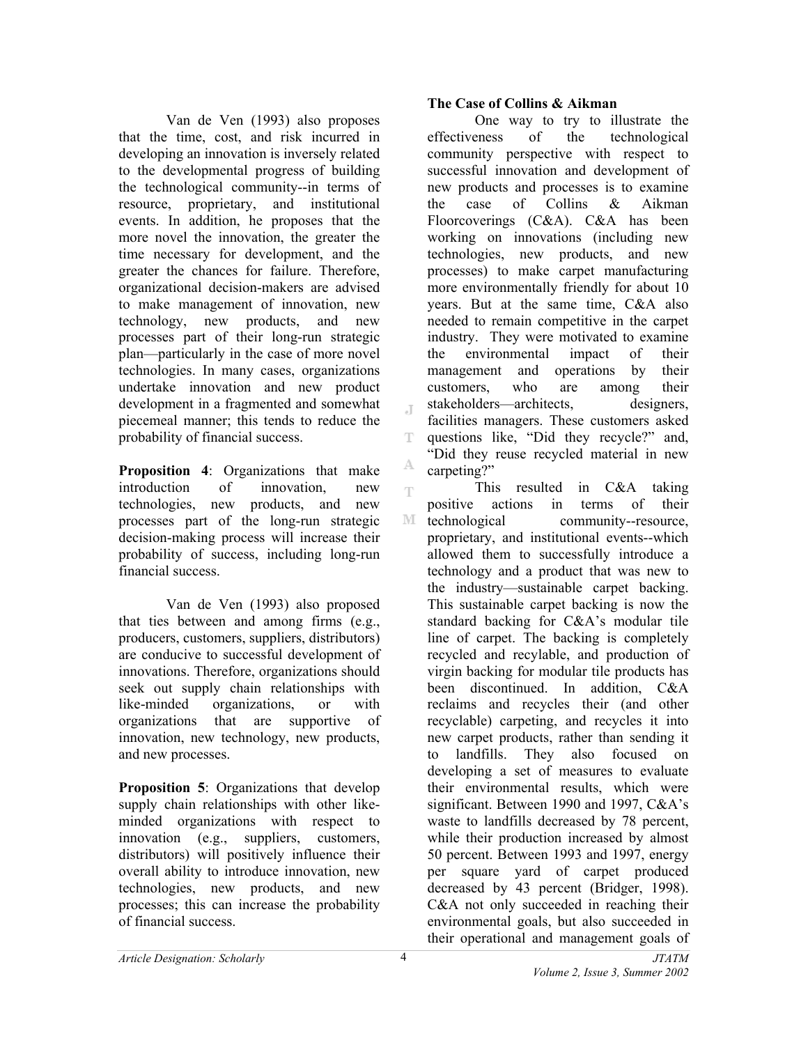Van de Ven (1993) also proposes that the time, cost, and risk incurred in developing an innovation is inversely related to the developmental progress of building the technological community--in terms of resource, proprietary, and institutional events. In addition, he proposes that the more novel the innovation, the greater the time necessary for development, and the greater the chances for failure. Therefore, organizational decision-makers are advised to make management of innovation, new technology, new products, and new processes part of their long-run strategic plan—particularly in the case of more novel technologies. In many cases, organizations undertake innovation and new product development in a fragmented and somewhat piecemeal manner; this tends to reduce the probability of financial success.

**Proposition 4**: Organizations that make introduction of innovation, new technologies, new products, and new processes part of the long-run strategic decision-making process will increase their probability of success, including long-run financial success.

Van de Ven (1993) also proposed that ties between and among firms (e.g., producers, customers, suppliers, distributors) are conducive to successful development of innovations. Therefore, organizations should seek out supply chain relationships with like-minded organizations, or with organizations that are supportive of innovation, new technology, new products, and new processes.

**Proposition 5**: Organizations that develop supply chain relationships with other like-minded organizations with respect to innovation (e.g., suppliers, customers, distributors) will positively influence their overall ability to introduce innovation, new technologies, new products, and new processes; this can increase the probability of financial success.

**The Case of Collins & Aikman**

One way to try to illustrate the effectiveness of the technological community perspective with respect to successful innovation and development of new products and processes is to examine the case of Collins & Aikman Floorcoverings (C&A). C&A has been working on innovations (including new technologies, new products, and new processes) to make carpet manufacturing more environmentally friendly for about 10 years. But at the same time, C&A also needed to remain competitive in the carpet industry. They were motivated to examine the environmental impact of their management and operations by their customers, who are among their stakeholders—architects, designers, facilities managers. These customers asked questions like, "Did they recycle?" and, "Did they reuse recycled material in new carpeting?"

This resulted in C&A taking positive actions in terms of their technological community--resource, proprietary, and institutional events--which allowed them to successfully introduce a technology and a product that was new to the industry—sustainable carpet backing. This sustainable carpet backing is now the standard backing for C&A's modular tile line of carpet. The backing is completely recycled and recylable, and production of virgin backing for modular tile products has been discontinued. In addition, C&A reclaims and recycles their (and other recyclable) carpeting, and recycles it into new carpet products, rather than sending it to landfills. They also focused on developing a set of measures to evaluate their environmental results, which were significant. Between 1990 and 1997, C&A's waste to landfills decreased by 78 percent, while their production increased by almost 50 percent. Between 1993 and 1997, energy per square yard of carpet produced decreased by 43 percent (Bridger, 1998). C&A not only succeeded in reaching their environmental goals, but also succeeded in their operational and management goals of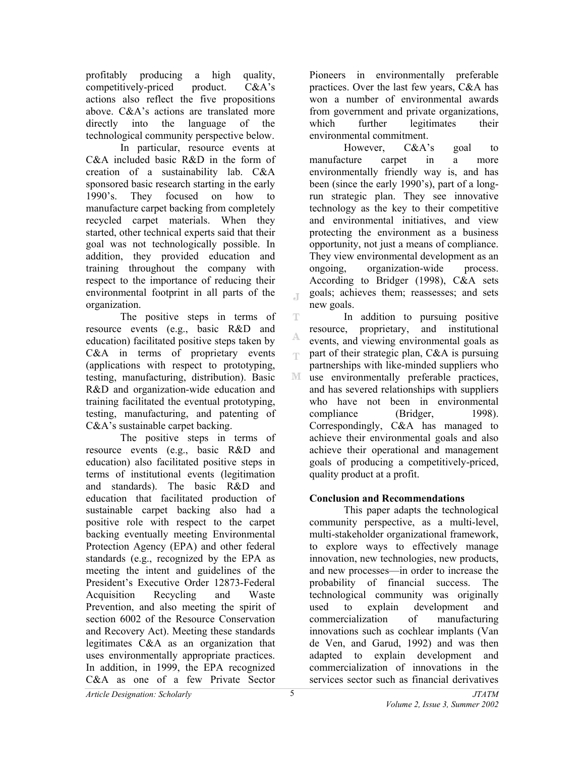profitably producing a high quality, competitively-priced product. C&A's actions also reflect the five propositions above. C&A's actions are translated more directly into the language of the technological community perspective below.

In particular, resource events at C&A included basic R&D in the form of creation of a sustainability lab. C&A sponsored basic research starting in the early 1990's. They focused on how to manufacture carpet backing from completely recycled carpet materials. When they started, other technical experts said that their goal was not technologically possible. In addition, they provided education and training throughout the company with respect to the importance of reducing their environmental footprint in all parts of the organization.

The positive steps in terms of resource events (e.g., basic R&D and education) facilitated positive steps taken by C&A in terms of proprietary events (applications with respect to prototyping, testing, manufacturing, distribution). Basic R&D and organization-wide education and training facilitated the eventual prototyping, testing, manufacturing, and patenting of C&A's sustainable carpet backing.

The positive steps in terms of resource events (e.g., basic R&D and education) also facilitated positive steps in terms of institutional events (legitimation and standards). The basic R&D and education that facilitated production of sustainable carpet backing also had a positive role with respect to the carpet backing eventually meeting Environmental Protection Agency (EPA) and other federal standards (e.g., recognized by the EPA as meeting the intent and guidelines of the President's Executive Order 12873-Federal Acquisition Recycling and Waste Prevention, and also meeting the spirit of section 6002 of the Resource Conservation and Recovery Act). Meeting these standards legitimates C&A as an organization that uses environmentally appropriate practices. In addition, in 1999, the EPA recognized C&A as one of a few Private Sector Pioneers in environmentally preferable practices. Over the last few years, C&A has won a number of environmental awards from government and private organizations, which further legitimates their environmental commitment.

However, C&A's goal to manufacture carpet in a more environmentally friendly way is, and has been (since the early 1990's), part of a long-run strategic plan. They see innovative technology as the key to their competitive and environmental initiatives, and view protecting the environment as a business opportunity, not just a means of compliance. They view environmental development as an ongoing, organization-wide process. According to Bridger (1998), C&A sets goals; achieves them; reassesses; and sets new goals.

In addition to pursuing positive resource, proprietary, and institutional events, and viewing environmental goals as part of their strategic plan, C&A is pursuing partnerships with like-minded suppliers who use environmentally preferable practices, and has severed relationships with suppliers who have not been in environmental compliance (Bridger, 1998). Correspondingly, C&A has managed to achieve their environmental goals and also achieve their operational and management goals of producing a competitively-priced, quality product at a profit.

## Conclusion and Recommendations

This paper adapts the technological community perspective, as a multi-level, multi-stakeholder organizational framework, to explore ways to effectively manage innovation, new technologies, new products, and new processes—in order to increase the probability of financial success. The technological community was originally used to explain development and commercialization of manufacturing innovations such as cochlear implants (Van de Ven, and Garud, 1992) and was then adapted to explain development and commercialization of innovations in the services sector such as financial derivatives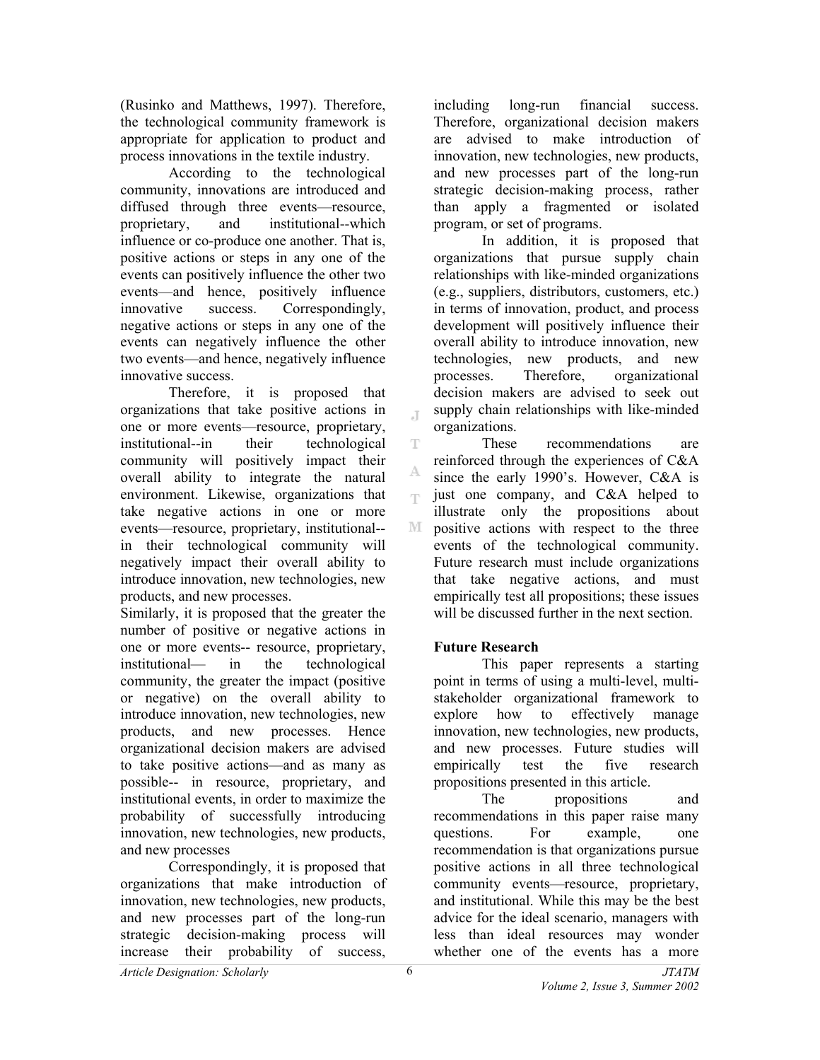(Rusinko and Matthews, 1997). Therefore, the technological community framework is appropriate for application to product and process innovations in the textile industry.

According to the technological community, innovations are introduced and diffused through three events—resource, proprietary, and institutional--which influence or co-produce one another. That is, positive actions or steps in any one of the events can positively influence the other two events—and hence, positively influence innovative success. Correspondingly, negative actions or steps in any one of the events can negatively influence the other two events—and hence, negatively influence innovative success.

Therefore, it is proposed that organizations that take positive actions in one or more events—resource, proprietary, institutional--in their technological community will positively impact their overall ability to integrate the natural environment. Likewise, organizations that take negative actions in one or more events—resource, proprietary, institutional--in their technological community will negatively impact their overall ability to introduce innovation, new technologies, new products, and new processes.

Similarly, it is proposed that the greater the number of positive or negative actions in one or more events-- resource, proprietary, institutional— in the technological community, the greater the impact (positive or negative) on the overall ability to introduce innovation, new technologies, new products, and new processes. Hence organizational decision makers are advised to take positive actions—and as many as possible-- in resource, proprietary, and institutional events, in order to maximize the probability of successfully introducing innovation, new technologies, new products, and new processes

Correspondingly, it is proposed that organizations that make introduction of innovation, new technologies, new products, and new processes part of the long-run strategic decision-making process will increase their probability of success, including long-run financial success. Therefore, organizational decision makers are advised to make introduction of innovation, new technologies, new products, and new processes part of the long-run strategic decision-making process, rather than apply a fragmented or isolated program, or set of programs.

In addition, it is proposed that organizations that pursue supply chain relationships with like-minded organizations (e.g., suppliers, distributors, customers, etc.) in terms of innovation, product, and process development will positively influence their overall ability to introduce innovation, new technologies, new products, and new processes. Therefore, organizational decision makers are advised to seek out supply chain relationships with like-minded organizations.

These recommendations are reinforced through the experiences of C&A since the early 1990's. However, C&A is just one company, and C&A helped to illustrate only the propositions about positive actions with respect to the three events of the technological community. Future research must include organizations that take negative actions, and must empirically test all propositions; these issues will be discussed further in the next section.

## Future Research

This paper represents a starting point in terms of using a multi-level, multi-stakeholder organizational framework to explore how to effectively manage innovation, new technologies, new products, and new processes. Future studies will empirically test the five research propositions presented in this article.

The propositions and recommendations in this paper raise many questions. For example, one recommendation is that organizations pursue positive actions in all three technological community events—resource, proprietary, and institutional. While this may be the best advice for the ideal scenario, managers with less than ideal resources may wonder whether one of the events has a more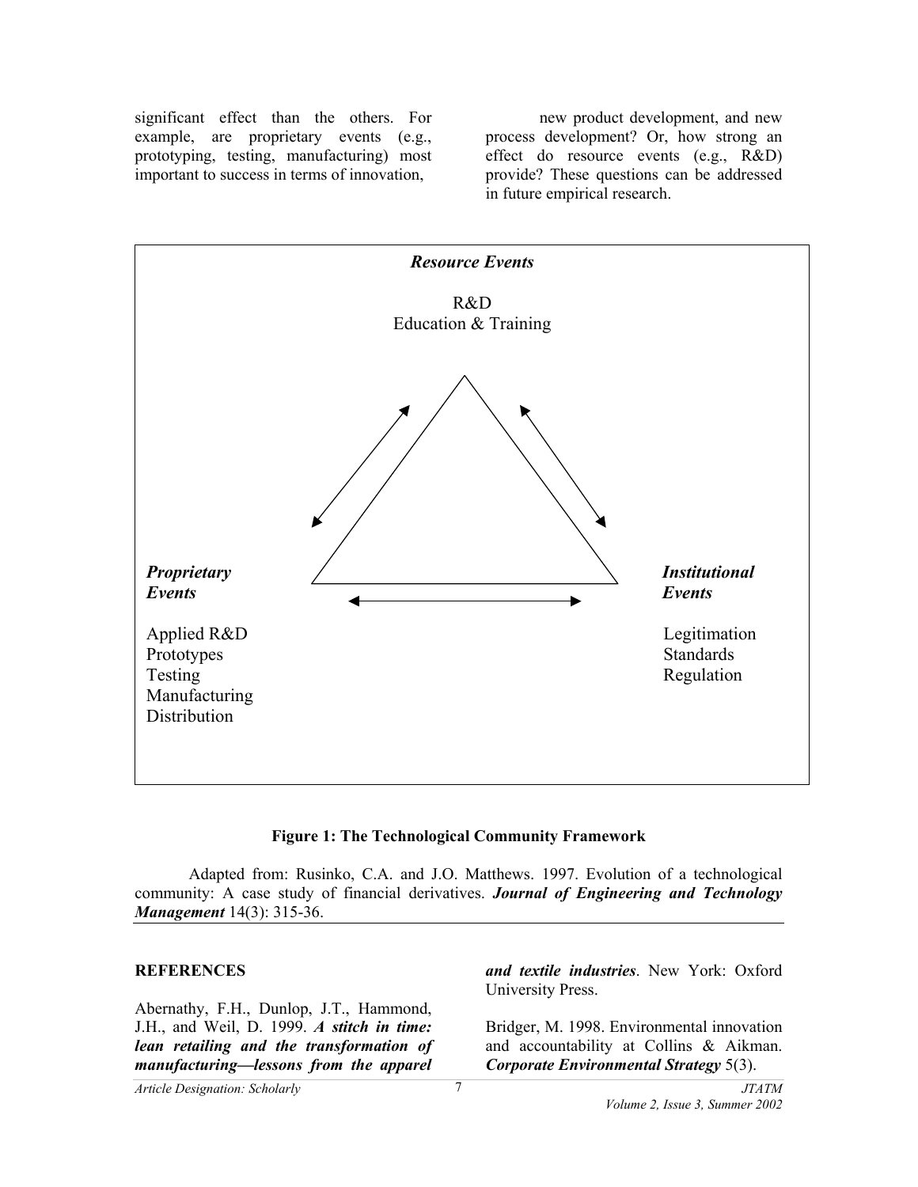significant effect than the others. For example, are proprietary events (e.g., prototyping, testing, manufacturing) most important to success in terms of innovation, new product development, and new process development? Or, how strong an effect do resource events (e.g., R&D) provide? These questions can be addressed in future empirical research.

***Resource Events***

R&D
Education & Training

***Proprietary Events***

Applied R&D
Prototypes
Testing
Manufacturing
Distribution

***Institutional Events***

Legitimation
Standards
Regulation

**Figure 1: The Technological Community Framework**

Adapted from: Rusinko, C.A. and J.O. Matthews. 1997. Evolution of a technological community: A case study of financial derivatives. ***Journal of Engineering and Technology Management*** 14(3): 315-36.

## REFERENCES

Abernathy, F.H., Dunlop, J.T., Hammond, J.H., and Weil, D. 1999. ***A stitch in time: lean retailing and the transformation of manufacturing—lessons from the apparel and textile industries***. New York: Oxford University Press.

Bridger, M. 1998. Environmental innovation and accountability at Collins & Aikman. ***Corporate Environmental Strategy*** 5(3).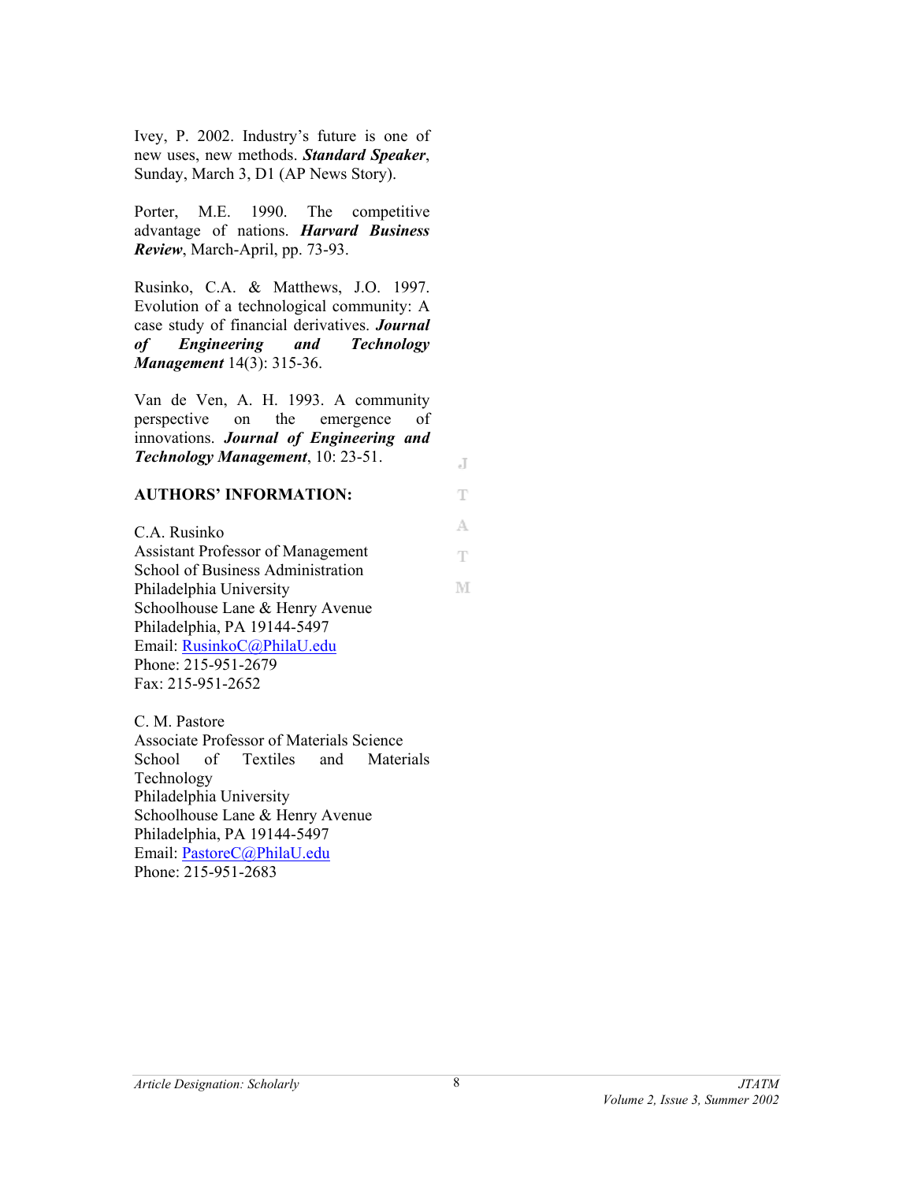Ivey, P. 2002. Industry's future is one of new uses, new methods. ***Standard Speaker***, Sunday, March 3, D1 (AP News Story).

Porter, M.E. 1990. The competitive advantage of nations. ***Harvard Business Review***, March-April, pp. 73-93.

Rusinko, C.A. & Matthews, J.O. 1997. Evolution of a technological community: A case study of financial derivatives. ***Journal of Engineering and Technology Management*** 14(3): 315-36.

Van de Ven, A. H. 1993. A community perspective on the emergence of innovations. ***Journal of Engineering and Technology Management***, 10: 23-51.

## AUTHORS' INFORMATION:

C.A. Rusinko
Assistant Professor of Management
School of Business Administration
Philadelphia University
Schoolhouse Lane & Henry Avenue
Philadelphia, PA 19144-5497
Email: RusinkoC@PhilaU.edu
Phone: 215-951-2679
Fax: 215-951-2652

C. M. Pastore
Associate Professor of Materials Science
School of Textiles and Materials Technology
Philadelphia University
Schoolhouse Lane & Henry Avenue
Philadelphia, PA 19144-5497
Email: PastoreC@PhilaU.edu
Phone: 215-951-2683